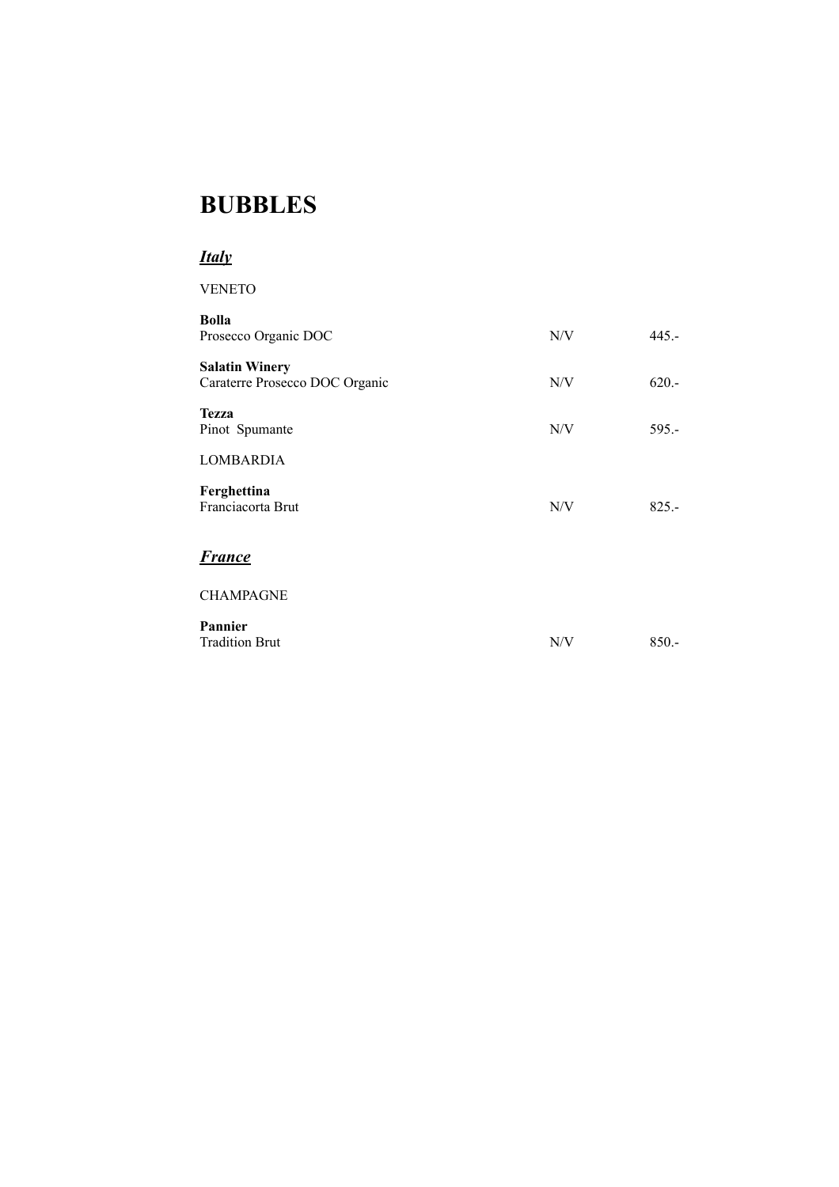# BUBBLES

## ***Italy***

VENETO

**Bolla**
Prosecco Organic DOC | N/V | 445.-

**Salatin Winery**
Caraterre Prosecco DOC Organic | N/V | 620.-

**Tezza**
Pinot Spumante | N/V | 595.-

LOMBARDIA

**Ferghettina**
Franciacorta Brut | N/V | 825.-

## ***France***

CHAMPAGNE

**Pannier**
Tradition Brut | N/V | 850.-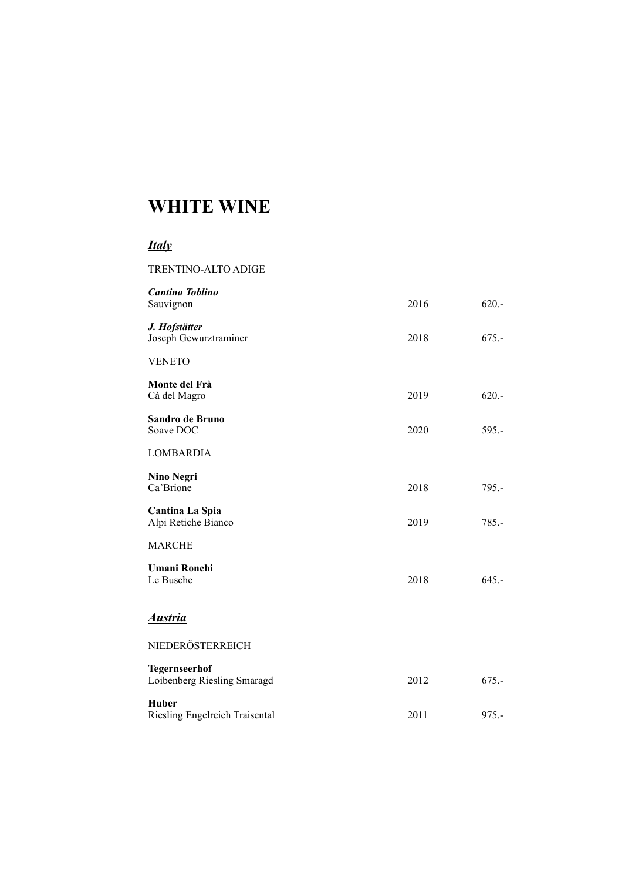# WHITE WINE

## *Italy*

TRENTINO-ALTO ADIGE

| | | |
|---|---|---|
| ***Cantina Toblino***<br>Sauvignon | 2016 | 620.- |
| ***J. Hofstätter***<br>Joseph Gewurztraminer | 2018 | 675.- |

VENETO

| | | |
|---|---|---|
| **Monte del Frà**<br>Cà del Magro | 2019 | 620.- |
| **Sandro de Bruno**<br>Soave DOC | 2020 | 595.- |

LOMBARDIA

| | | |
|---|---|---|
| **Nino Negri**<br>Ca'Brione | 2018 | 795.- |
| **Cantina La Spia**<br>Alpi Retiche Bianco | 2019 | 785.- |

MARCHE

| | | |
|---|---|---|
| **Umani Ronchi**<br>Le Busche | 2018 | 645.- |

## *Austria*

NIEDERÖSTERREICH

| | | |
|---|---|---|
| **Tegernseerhof**<br>Loibenberg Riesling Smaragd | 2012 | 675.- |
| **Huber**<br>Riesling Engelreich Traisental | 2011 | 975.- |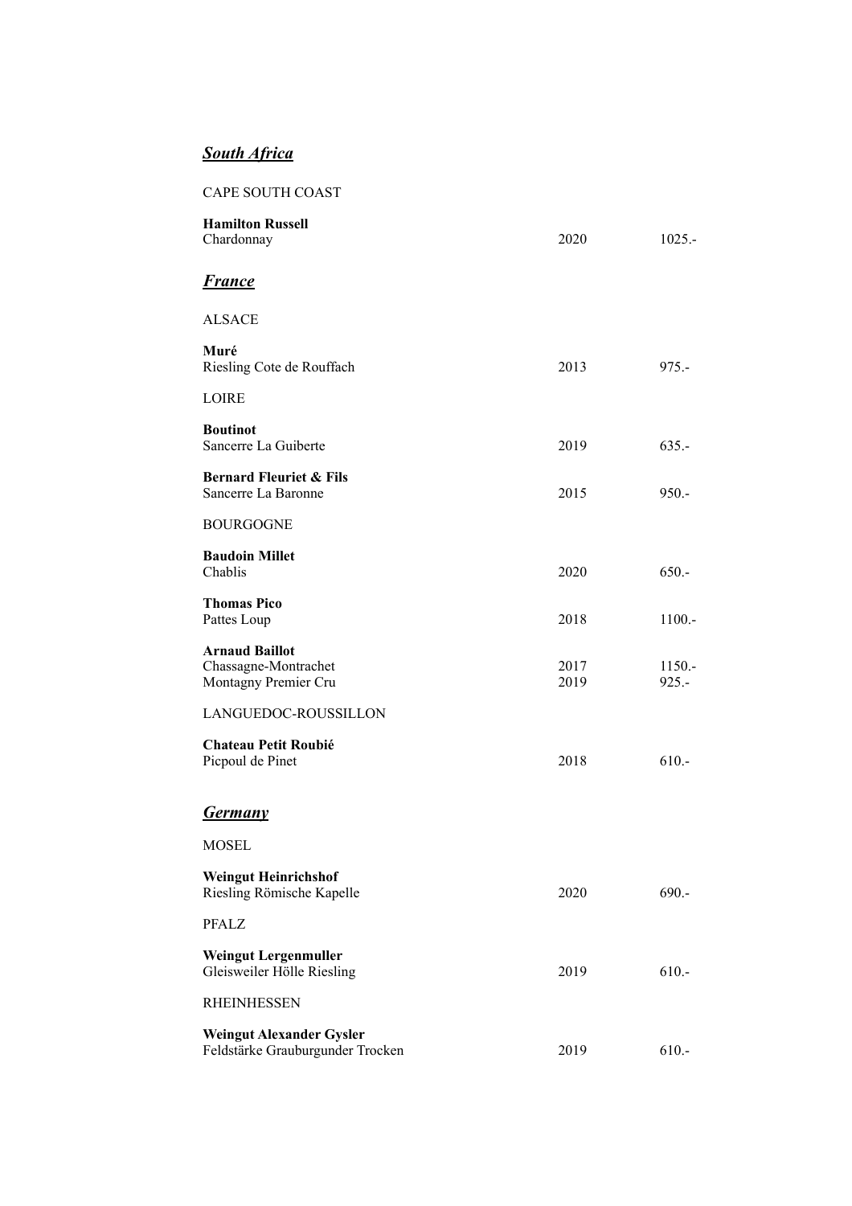## ***South Africa***

CAPE SOUTH COAST

| | | |
|---|---|---|
| **Hamilton Russell** | | |
| Chardonnay | 2020 | 1025.- |

## ***France***

ALSACE

| | | |
|---|---|---|
| **Muré** | | |
| Riesling Cote de Rouffach | 2013 | 975.- |

LOIRE

| | | |
|---|---|---|
| **Boutinot** | | |
| Sancerre La Guiberte | 2019 | 635.- |
| **Bernard Fleuriet & Fils** | | |
| Sancerre La Baronne | 2015 | 950.- |

BOURGOGNE

| | | |
|---|---|---|
| **Baudoin Millet** | | |
| Chablis | 2020 | 650.- |
| **Thomas Pico** | | |
| Pattes Loup | 2018 | 1100.- |
| **Arnaud Baillot** | | |
| Chassagne-Montrachet | 2017 | 1150.- |
| Montagny Premier Cru | 2019 | 925.- |

LANGUEDOC-ROUSSILLON

| | | |
|---|---|---|
| **Chateau Petit Roubié** | | |
| Picpoul de Pinet | 2018 | 610.- |

## ***Germany***

MOSEL

| | | |
|---|---|---|
| **Weingut Heinrichshof** | | |
| Riesling Römische Kapelle | 2020 | 690.- |

PFALZ

| | | |
|---|---|---|
| **Weingut Lergenmuller** | | |
| Gleisweiler Hölle Riesling | 2019 | 610.- |

RHEINHESSEN

| | | |
|---|---|---|
| **Weingut Alexander Gysler** | | |
| Feldstärke Grauburgunder Trocken | 2019 | 610.- |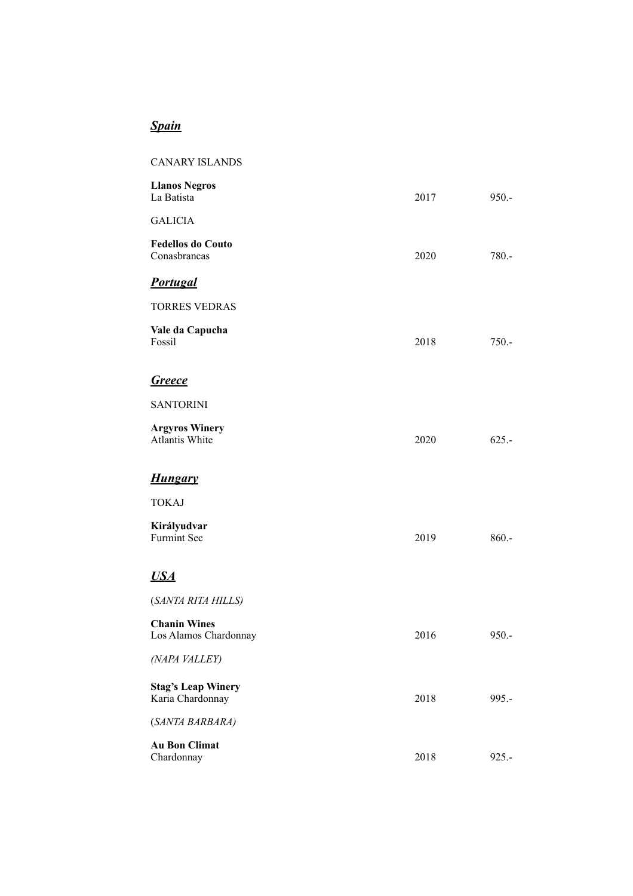## ***Spain***

CANARY ISLANDS

| | | |
|---|---|---|
| **Llanos Negros**<br>La Batista | 2017 | 950.- |

GALICIA

| | | |
|---|---|---|
| **Fedellos do Couto**<br>Conasbrancas | 2020 | 780.- |

## ***Portugal***

TORRES VEDRAS

| | | |
|---|---|---|
| **Vale da Capucha**<br>Fossil | 2018 | 750.- |

## ***Greece***

SANTORINI

| | | |
|---|---|---|
| **Argyros Winery**<br>Atlantis White | 2020 | 625.- |

## ***Hungary***

TOKAJ

| | | |
|---|---|---|
| **Királyudvar**<br>Furmint Sec | 2019 | 860.- |

## ***USA***

(*SANTA RITA HILLS)*

| | | |
|---|---|---|
| **Chanin Wines**<br>Los Alamos Chardonnay | 2016 | 950.- |

*(NAPA VALLEY)*

| | | |
|---|---|---|
| **Stag's Leap Winery**<br>Karia Chardonnay | 2018 | 995.- |

(*SANTA BARBARA)*

| | | |
|---|---|---|
| **Au Bon Climat**<br>Chardonnay | 2018 | 925.- |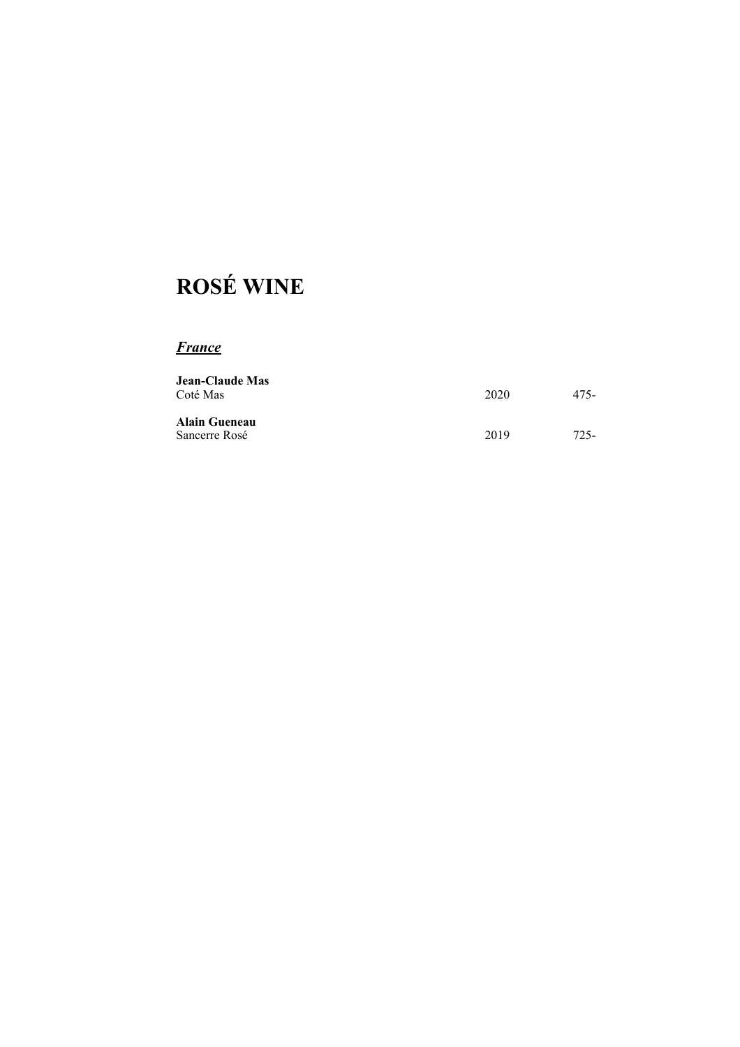# ROSÉ WINE

## ***France***

**Jean-Claude Mas**
Coté Mas 2020 475-

**Alain Gueneau**
Sancerre Rosé 2019 725-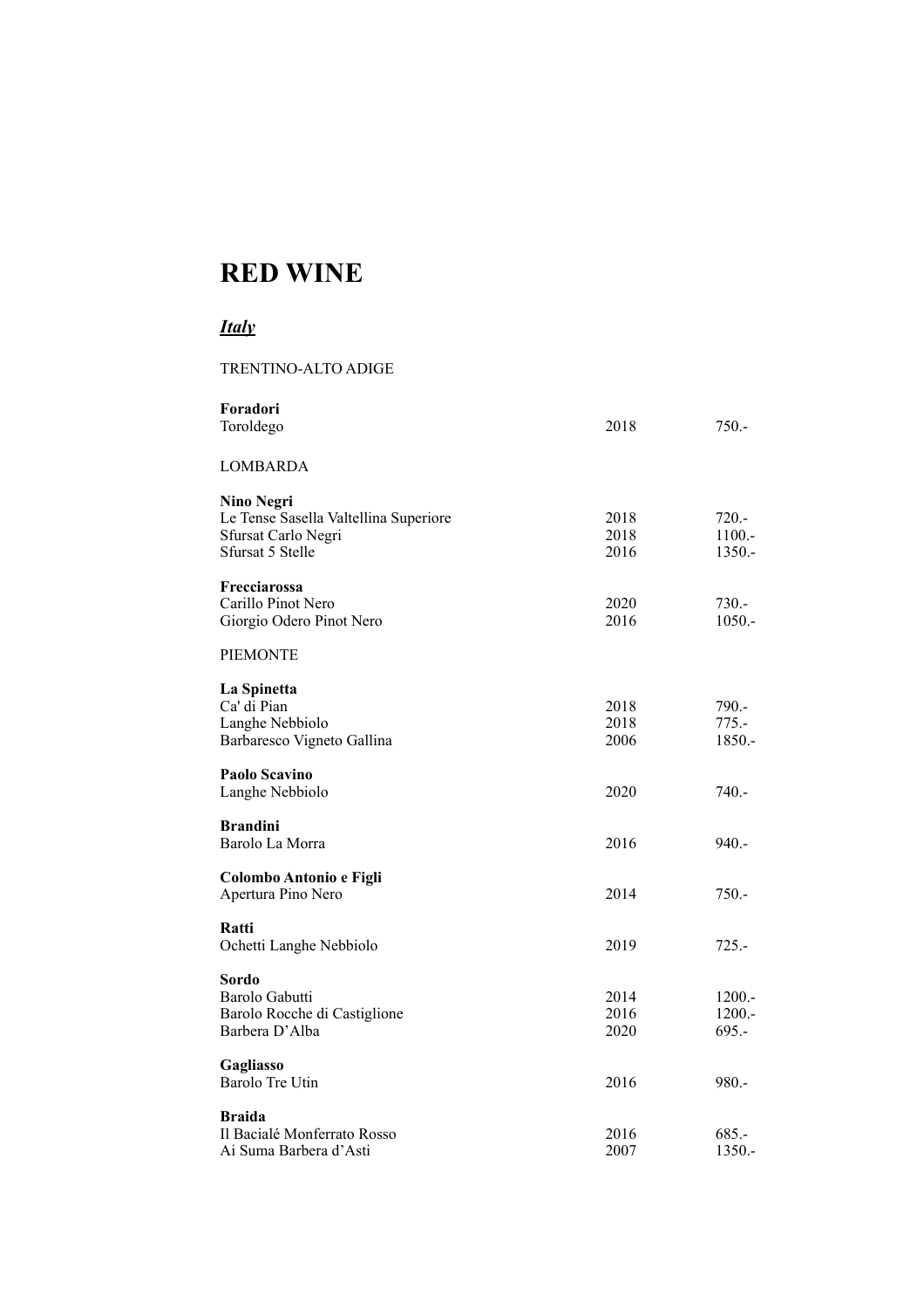# RED WINE

## ***Italy***

TRENTINO-ALTO ADIGE

**Foradori**

| | | |
|---|---|---|
| Toroldego | 2018 | 750.- |

LOMBARDA

**Nino Negri**

| | | |
|---|---|---|
| Le Tense Sasella Valtellina Superiore | 2018 | 720.- |
| Sfursat Carlo Negri | 2018 | 1100.- |
| Sfursat 5 Stelle | 2016 | 1350.- |

**Frecciarossa**

| | | |
|---|---|---|
| Carillo Pinot Nero | 2020 | 730.- |
| Giorgio Odero Pinot Nero | 2016 | 1050.- |

PIEMONTE

**La Spinetta**

| | | |
|---|---|---|
| Ca' di Pian | 2018 | 790.- |
| Langhe Nebbiolo | 2018 | 775.- |
| Barbaresco Vigneto Gallina | 2006 | 1850.- |

**Paolo Scavino**

| | | |
|---|---|---|
| Langhe Nebbiolo | 2020 | 740.- |

**Brandini**

| | | |
|---|---|---|
| Barolo La Morra | 2016 | 940.- |

**Colombo Antonio e Figli**

| | | |
|---|---|---|
| Apertura Pino Nero | 2014 | 750.- |

**Ratti**

| | | |
|---|---|---|
| Ochetti Langhe Nebbiolo | 2019 | 725.- |

**Sordo**

| | | |
|---|---|---|
| Barolo Gabutti | 2014 | 1200.- |
| Barolo Rocche di Castiglione | 2016 | 1200.- |
| Barbera D'Alba | 2020 | 695.- |

**Gagliasso**

| | | |
|---|---|---|
| Barolo Tre Utin | 2016 | 980.- |

**Braida**

| | | |
|---|---|---|
| Il Bacialé Monferrato Rosso | 2016 | 685.- |
| Ai Suma Barbera d'Asti | 2007 | 1350.- |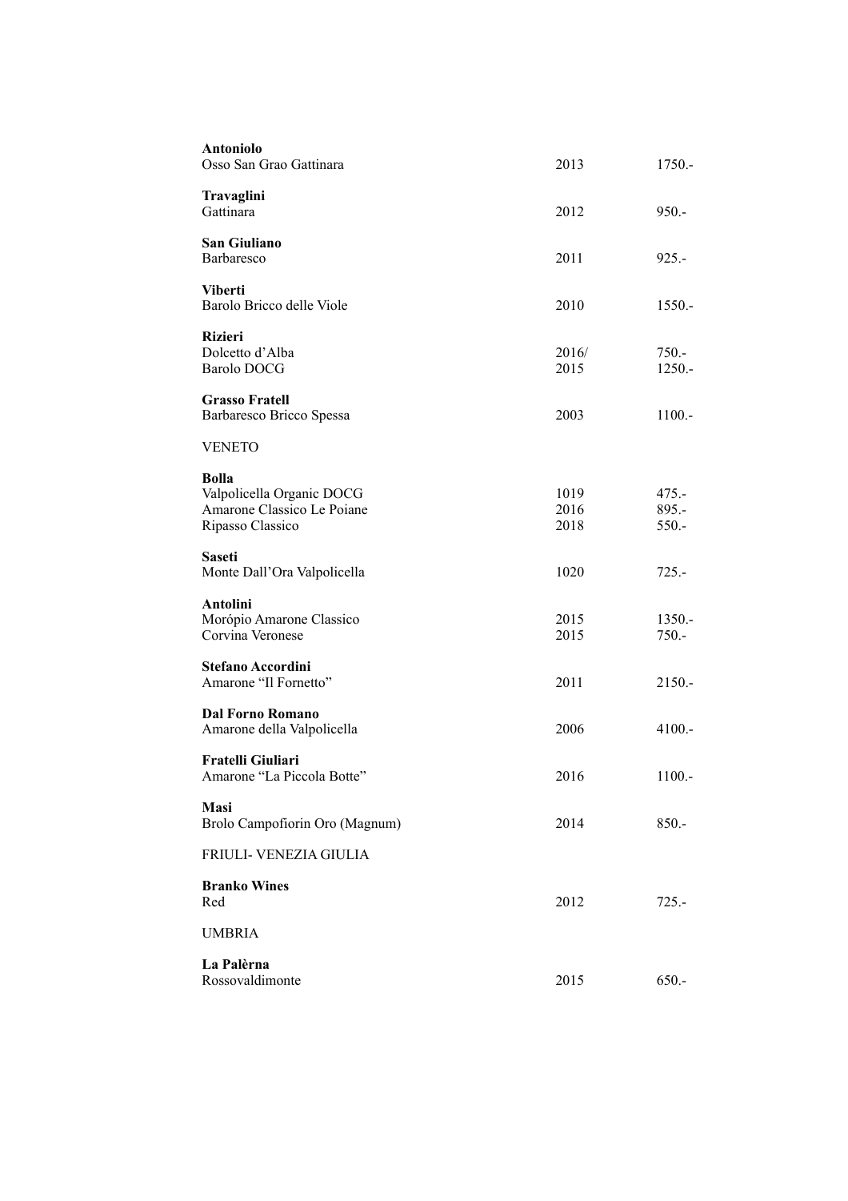**Antoniolo**
Osso San Grao Gattinara 2013 1750.-

**Travaglini**
Gattinara 2012 950.-

**San Giuliano**
Barbaresco 2011 925.-

**Viberti**
Barolo Bricco delle Viole 2010 1550.-

**Rizieri**
Dolcetto d'Alba 2016/ 750.-
Barolo DOCG 2015 1250.-

**Grasso Fratell**
Barbaresco Bricco Spessa 2003 1100.-

VENETO

**Bolla**
Valpolicella Organic DOCG 1019 475.-
Amarone Classico Le Poiane 2016 895.-
Ripasso Classico 2018 550.-

**Saseti**
Monte Dall'Ora Valpolicella 1020 725.-

**Antolini**
Morópio Amarone Classico 2015 1350.-
Corvina Veronese 2015 750.-

**Stefano Accordini**
Amarone "Il Fornetto" 2011 2150.-

**Dal Forno Romano**
Amarone della Valpolicella 2006 4100.-

**Fratelli Giuliari**
Amarone "La Piccola Botte" 2016 1100.-

**Masi**
Brolo Campofiorin Oro (Magnum) 2014 850.-

FRIULI- VENEZIA GIULIA

**Branko Wines**
Red 2012 725.-

UMBRIA

**La Palèrna**
Rossovaldimonte 2015 650.-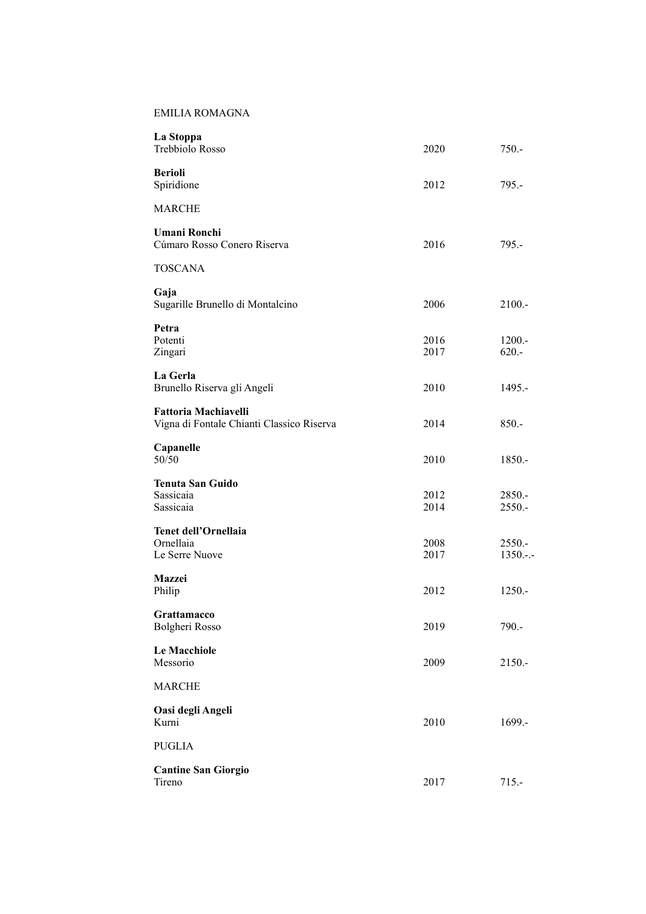EMILIA ROMAGNA

**La Stoppa**
Trebbiolo Rosso 2020 750.-

**Berioli**
Spiridione 2012 795.-

MARCHE

**Umani Ronchi**
Cúmaro Rosso Conero Riserva 2016 795.-

TOSCANA

**Gaja**
Sugarille Brunello di Montalcino 2006 2100.-

**Petra**
Potenti 2016 1200.-
Zingari 2017 620.-

**La Gerla**
Brunello Riserva gli Angeli 2010 1495.-

**Fattoria Machiavelli**
Vigna di Fontale Chianti Classico Riserva 2014 850.-

**Capanelle**
50/50 2010 1850.-

**Tenuta San Guido**
Sassicaia 2012 2850.-
Sassicaia 2014 2550.-

**Tenet dell'Ornellaia**
Ornellaia 2008 2550.-
Le Serre Nuove 2017 1350.-.-

**Mazzei**
Philip 2012 1250.-

**Grattamacco**
Bolgheri Rosso 2019 790.-

**Le Macchiole**
Messorio 2009 2150.-

MARCHE

**Oasi degli Angeli**
Kurni 2010 1699.-

PUGLIA

**Cantine San Giorgio**
Tireno 2017 715.-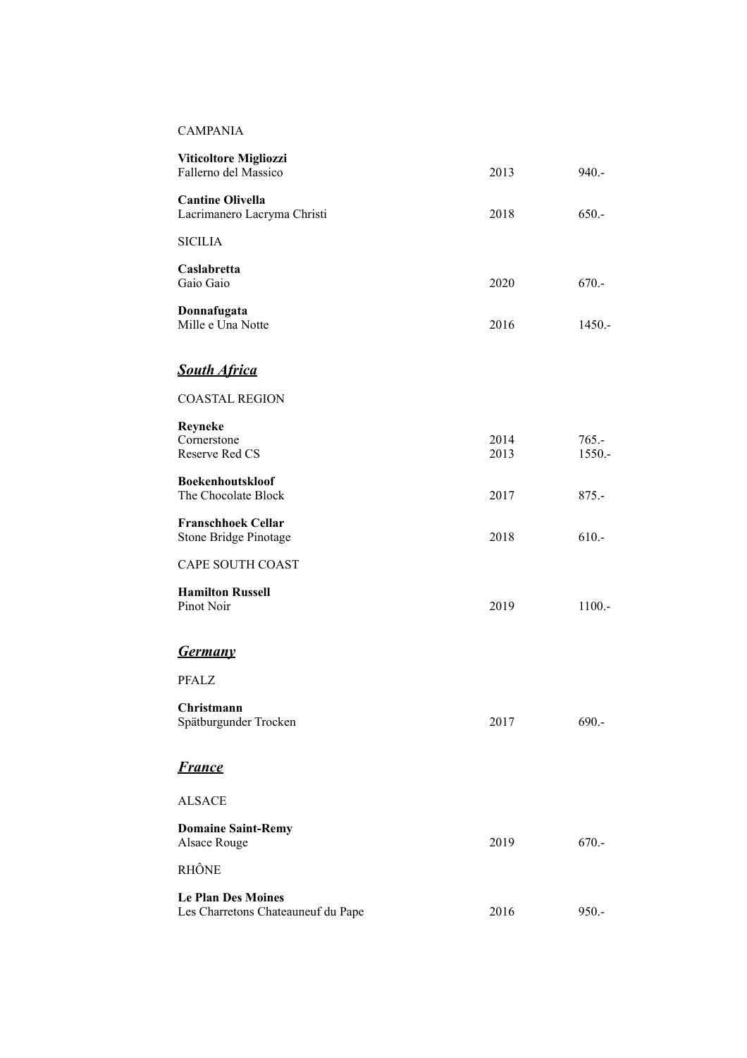CAMPANIA

**Viticoltore Migliozzi**
Fallerno del Massico — 2013 — 940.-

**Cantine Olivella**
Lacrimanero Lacryma Christi — 2018 — 650.-

SICILIA

**Caslabretta**
Gaio Gaio — 2020 — 670.-

**Donnafugata**
Mille e Una Notte — 2016 — 1450.-

## ***South Africa***

COASTAL REGION

**Reyneke**
Cornerstone — 2014 — 765.-
Reserve Red CS — 2013 — 1550.-

**Boekenhoutskloof**
The Chocolate Block — 2017 — 875.-

**Franschhoek Cellar**
Stone Bridge Pinotage — 2018 — 610.-

CAPE SOUTH COAST

**Hamilton Russell**
Pinot Noir — 2019 — 1100.-

## ***Germany***

PFALZ

**Christmann**
Spätburgunder Trocken — 2017 — 690.-

## ***France***

ALSACE

**Domaine Saint-Remy**
Alsace Rouge — 2019 — 670.-

RHÔNE

**Le Plan Des Moines**
Les Charretons Chateauneuf du Pape — 2016 — 950.-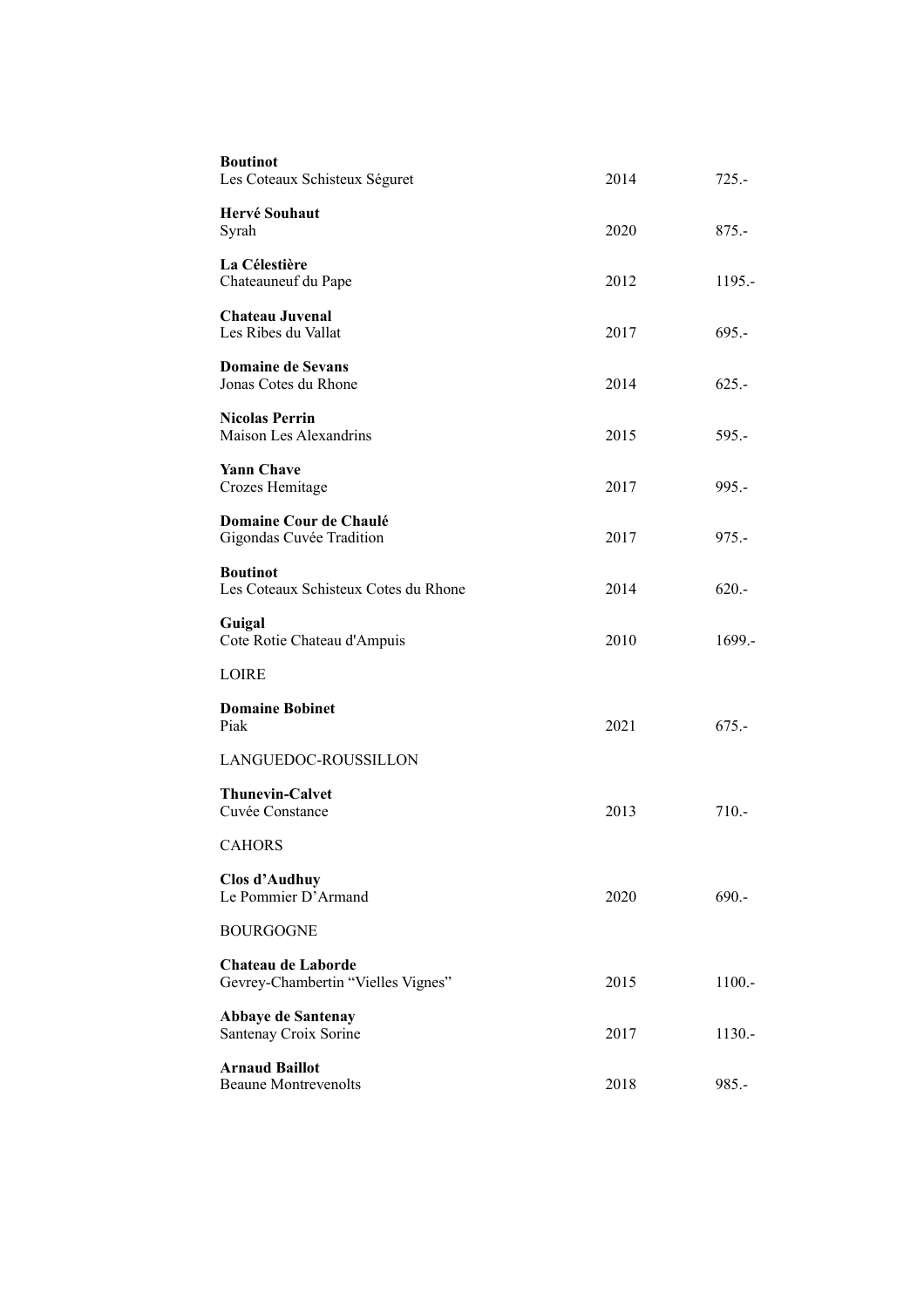**Boutinot**
Les Coteaux Schisteux Séguret | 2014 | 725.-

**Hervé Souhaut**
Syrah | 2020 | 875.-

**La Célestière**
Chateauneuf du Pape | 2012 | 1195.-

**Chateau Juvenal**
Les Ribes du Vallat | 2017 | 695.-

**Domaine de Sevans**
Jonas Cotes du Rhone | 2014 | 625.-

**Nicolas Perrin**
Maison Les Alexandrins | 2015 | 595.-

**Yann Chave**
Crozes Hemitage | 2017 | 995.-

**Domaine Cour de Chaulé**
Gigondas Cuvée Tradition | 2017 | 975.-

**Boutinot**
Les Coteaux Schisteux Cotes du Rhone | 2014 | 620.-

**Guigal**
Cote Rotie Chateau d'Ampuis | 2010 | 1699.-

LOIRE

**Domaine Bobinet**
Piak | 2021 | 675.-

LANGUEDOC-ROUSSILLON

**Thunevin-Calvet**
Cuvée Constance | 2013 | 710.-

CAHORS

**Clos d'Audhuy**
Le Pommier D'Armand | 2020 | 690.-

BOURGOGNE

**Chateau de Laborde**
Gevrey-Chambertin "Vielles Vignes" | 2015 | 1100.-

**Abbaye de Santenay**
Santenay Croix Sorine | 2017 | 1130.-

**Arnaud Baillot**
Beaune Montrevenolts | 2018 | 985.-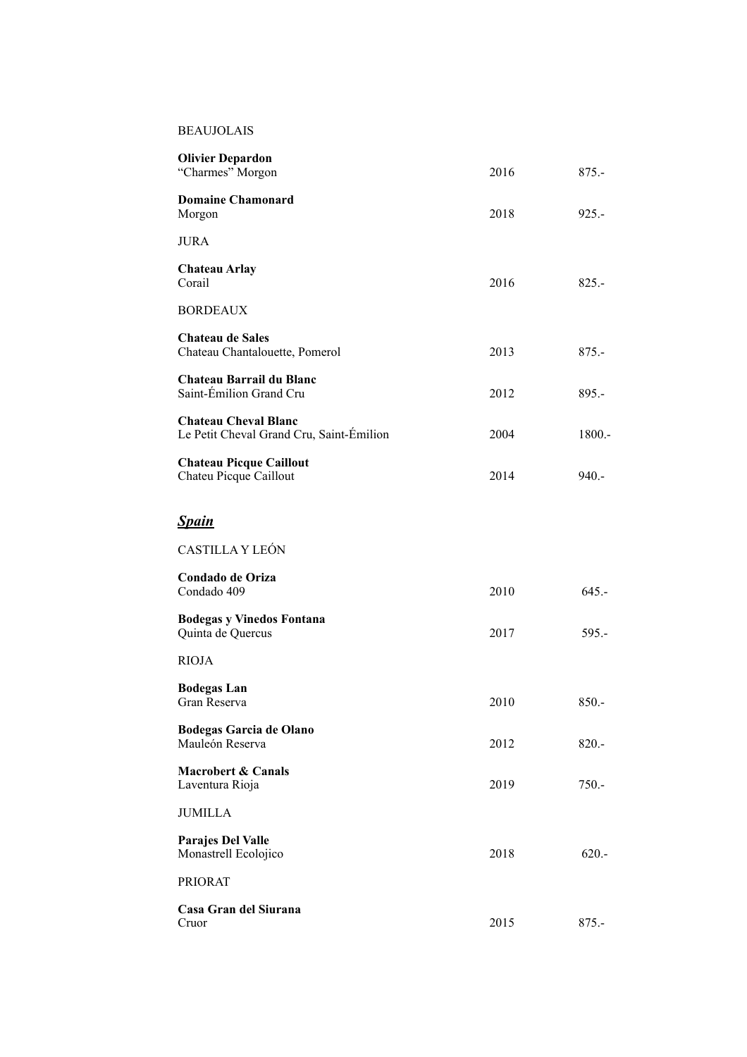BEAUJOLAIS

| | | |
|---|---|---|
| **Olivier Depardon**<br>"Charmes" Morgon | 2016 | 875.- |
| **Domaine Chamonard**<br>Morgon | 2018 | 925.- |

JURA

| | | |
|---|---|---|
| **Chateau Arlay**<br>Corail | 2016 | 825.- |

BORDEAUX

| | | |
|---|---|---|
| **Chateau de Sales**<br>Chateau Chantalouette, Pomerol | 2013 | 875.- |
| **Chateau Barrail du Blanc**<br>Saint-Émilion Grand Cru | 2012 | 895.- |
| **Chateau Cheval Blanc**<br>Le Petit Cheval Grand Cru, Saint-Émilion | 2004 | 1800.- |
| **Chateau Picque Caillout**<br>Chateu Picque Caillout | 2014 | 940.- |

## ***Spain***

CASTILLA Y LEÓN

| | | |
|---|---|---|
| **Condado de Oriza**<br>Condado 409 | 2010 | 645.- |
| **Bodegas y Vinedos Fontana**<br>Quinta de Quercus | 2017 | 595.- |

RIOJA

| | | |
|---|---|---|
| **Bodegas Lan**<br>Gran Reserva | 2010 | 850.- |
| **Bodegas Garcia de Olano**<br>Mauleón Reserva | 2012 | 820.- |
| **Macrobert & Canals**<br>Laventura Rioja | 2019 | 750.- |

JUMILLA

| | | |
|---|---|---|
| **Parajes Del Valle**<br>Monastrell Ecolojico | 2018 | 620.- |

PRIORAT

| | | |
|---|---|---|
| **Casa Gran del Siurana**<br>Cruor | 2015 | 875.- |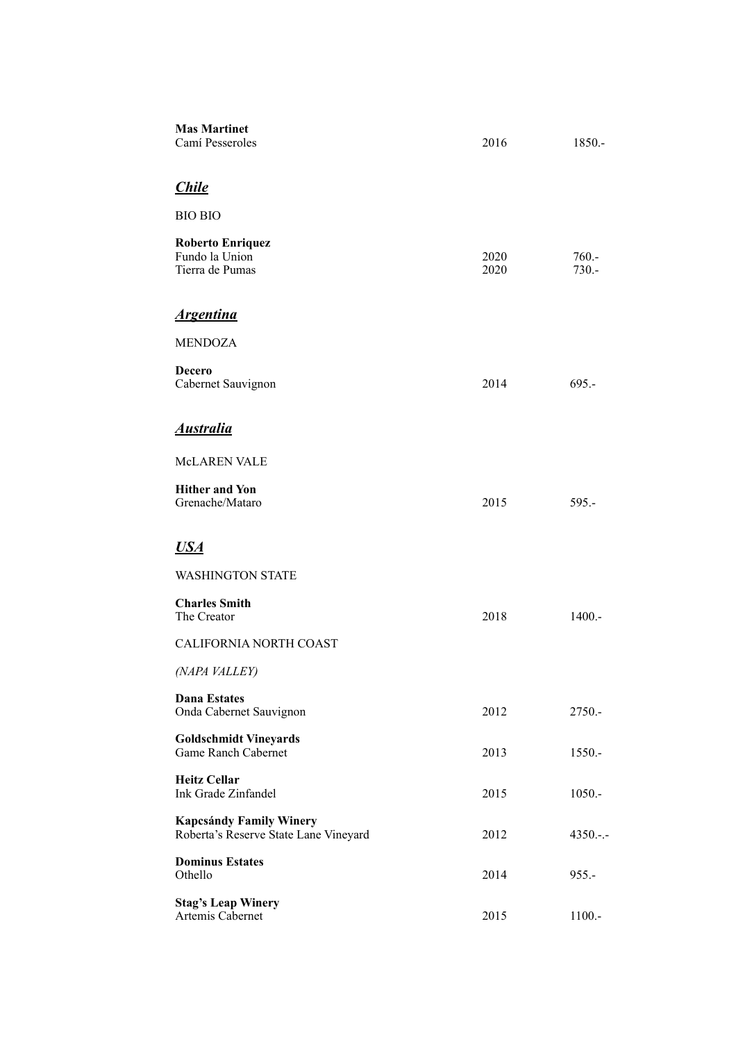**Mas Martinet**
Camí Pesseroles 2016 1850.-

## *Chile*

BIO BIO

**Roberto Enriquez**
Fundo la Union 2020 760.-
Tierra de Pumas 2020 730.-

## *Argentina*

MENDOZA

**Decero**
Cabernet Sauvignon 2014 695.-

## *Australia*

McLAREN VALE

**Hither and Yon**
Grenache/Mataro 2015 595.-

## *USA*

WASHINGTON STATE

**Charles Smith**
The Creator 2018 1400.-

CALIFORNIA NORTH COAST

*(NAPA VALLEY)*

**Dana Estates**
Onda Cabernet Sauvignon 2012 2750.-

**Goldschmidt Vineyards**
Game Ranch Cabernet 2013 1550.-

**Heitz Cellar**
Ink Grade Zinfandel 2015 1050.-

**Kapcsándy Family Winery**
Roberta's Reserve State Lane Vineyard 2012 4350.-.-

**Dominus Estates**
Othello 2014 955.-

**Stag's Leap Winery**
Artemis Cabernet 2015 1100.-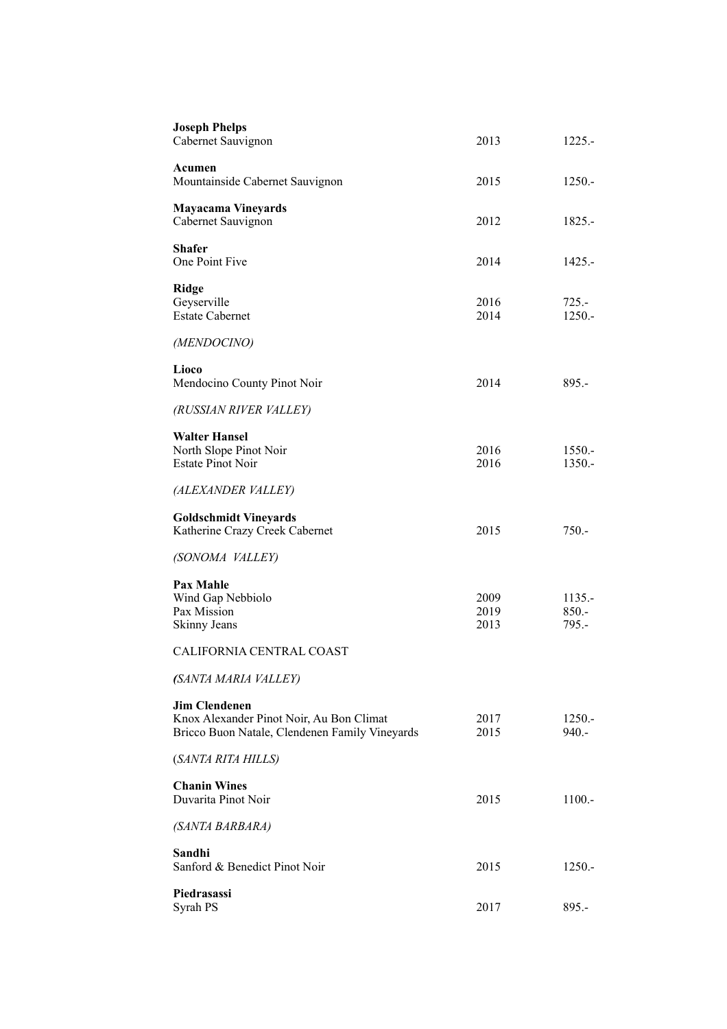**Joseph Phelps**
Cabernet Sauvignon 2013 1225.-

**Acumen**
Mountainside Cabernet Sauvignon 2015 1250.-

**Mayacama Vineyards**
Cabernet Sauvignon 2012 1825.-

**Shafer**
One Point Five 2014 1425.-

**Ridge**
Geyserville 2016 725.-
Estate Cabernet 2014 1250.-

*(MENDOCINO)*

**Lioco**
Mendocino County Pinot Noir 2014 895.-

*(RUSSIAN RIVER VALLEY)*

**Walter Hansel**
North Slope Pinot Noir 2016 1550.-
Estate Pinot Noir 2016 1350.-

*(ALEXANDER VALLEY)*

**Goldschmidt Vineyards**
Katherine Crazy Creek Cabernet 2015 750.-

*(SONOMA VALLEY)*

**Pax Mahle**
Wind Gap Nebbiolo 2009 1135.-
Pax Mission 2019 850.-
Skinny Jeans 2013 795.-

CALIFORNIA CENTRAL COAST

*(SANTA MARIA VALLEY)*

**Jim Clendenen**
Knox Alexander Pinot Noir, Au Bon Climat 2017 1250.-
Bricco Buon Natale, Clendenen Family Vineyards 2015 940.-

*(SANTA RITA HILLS)*

**Chanin Wines**
Duvarita Pinot Noir 2015 1100.-

*(SANTA BARBARA)*

**Sandhi**
Sanford & Benedict Pinot Noir 2015 1250.-

**Piedrasassi**
Syrah PS 2017 895.-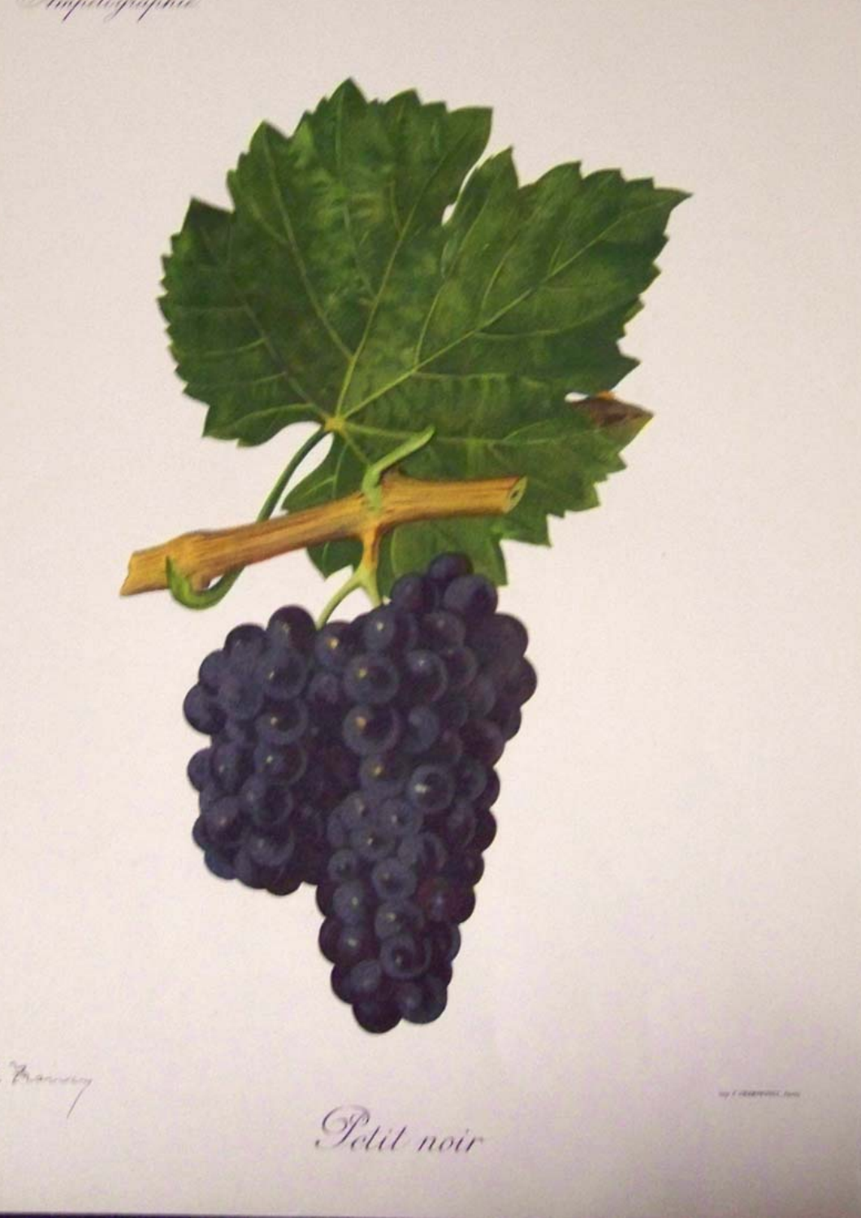Petit noir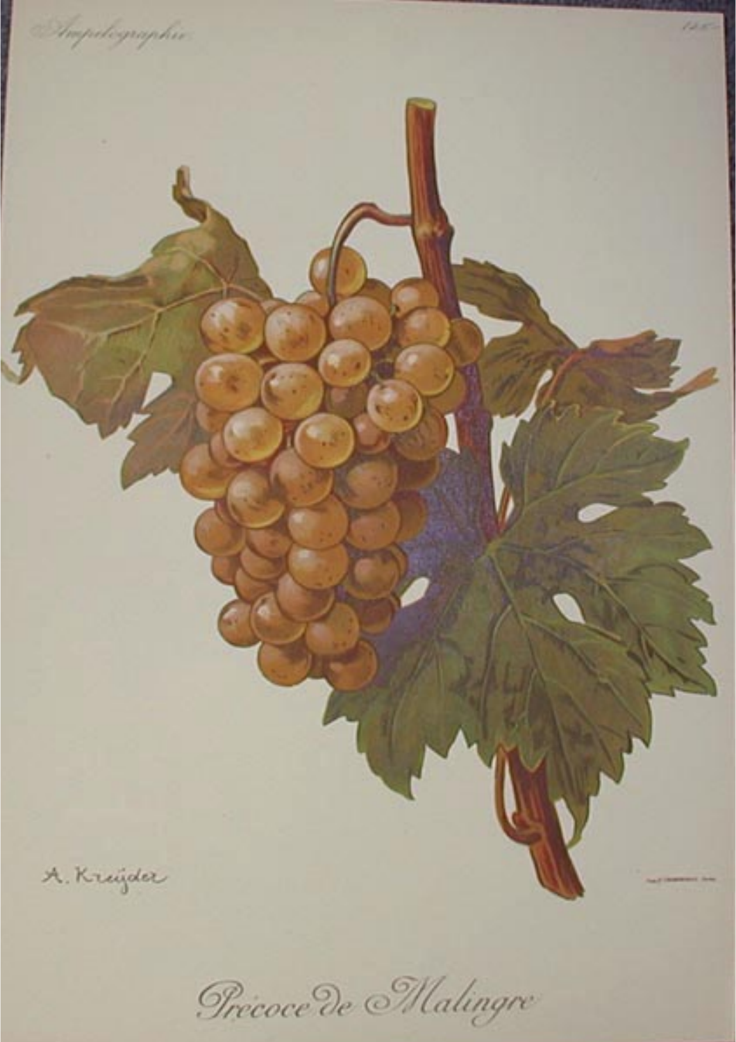Précoce de Malingre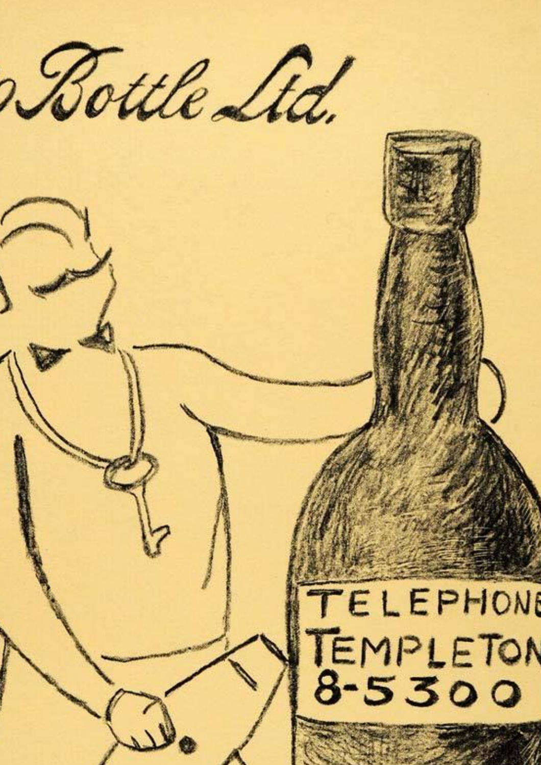Bottle Ltd.

TELEPHONE
TEMPLETON
8-5300